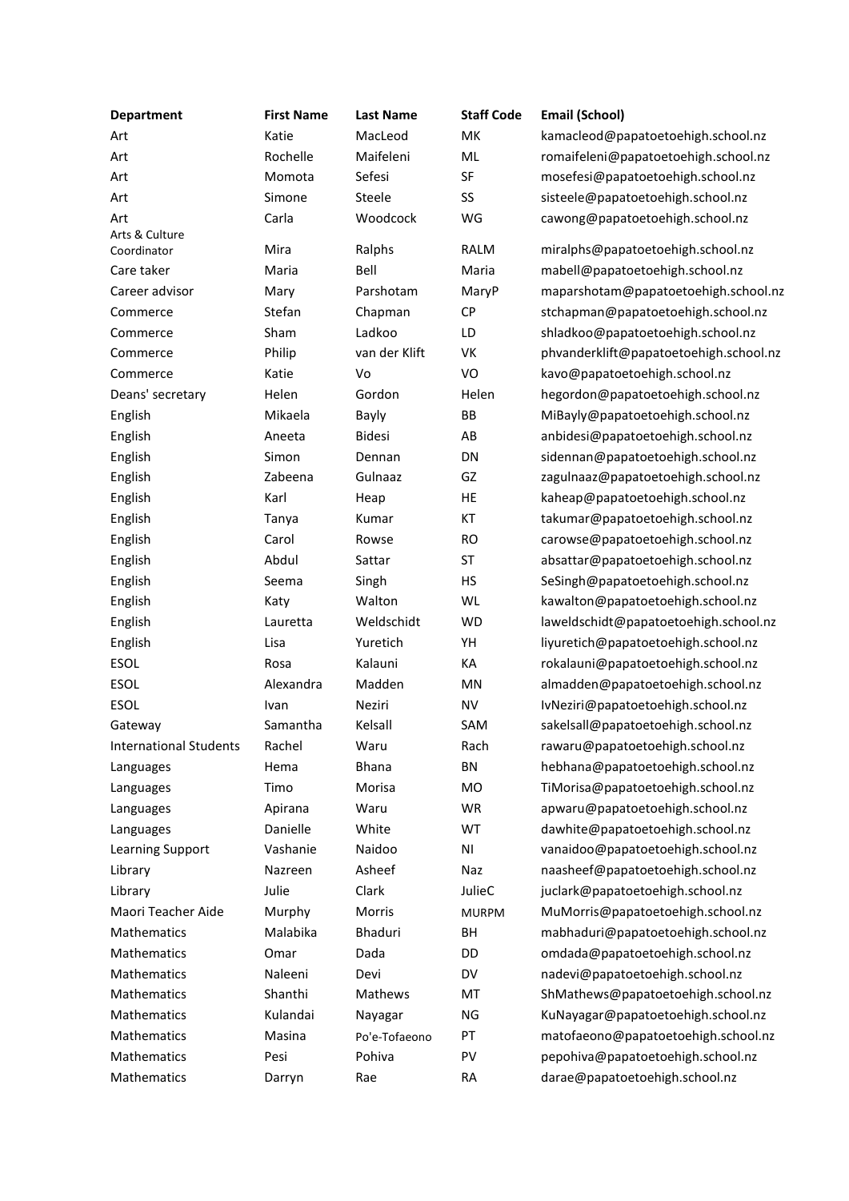| Department | First Name | Last Name | Staff Code | Email (School) |
| --- | --- | --- | --- | --- |
| Art | Katie | MacLeod | MK | kamacleod@papatoetoehigh.school.nz |
| Art | Rochelle | Maifeleni | ML | romaifeleni@papatoetoehigh.school.nz |
| Art | Momota | Sefesi | SF | mosefesi@papatoetoehigh.school.nz |
| Art | Simone | Steele | SS | sisteele@papatoetoehigh.school.nz |
| Art | Carla | Woodcock | WG | cawong@papatoetoehigh.school.nz |
| Arts & Culture Coordinator | Mira | Ralphs | RALM | miralphs@papatoetoehigh.school.nz |
| Care taker | Maria | Bell | Maria | mabell@papatoetoehigh.school.nz |
| Career advisor | Mary | Parshotam | MaryP | maparshotam@papatoetoehigh.school.nz |
| Commerce | Stefan | Chapman | CP | stchapman@papatoetoehigh.school.nz |
| Commerce | Sham | Ladkoo | LD | shladkoo@papatoetoehigh.school.nz |
| Commerce | Philip | van der Klift | VK | phvanderklift@papatoetoehigh.school.nz |
| Commerce | Katie | Vo | VO | kavo@papatoetoehigh.school.nz |
| Deans' secretary | Helen | Gordon | Helen | hegordon@papatoetoehigh.school.nz |
| English | Mikaela | Bayly | BB | MiBayly@papatoetoehigh.school.nz |
| English | Aneeta | Bidesi | AB | anbidesi@papatoetoehigh.school.nz |
| English | Simon | Dennan | DN | sidennan@papatoetoehigh.school.nz |
| English | Zabeena | Gulnaaz | GZ | zagulnaaz@papatoetoehigh.school.nz |
| English | Karl | Heap | HE | kaheap@papatoetoehigh.school.nz |
| English | Tanya | Kumar | KT | takumar@papatoetoehigh.school.nz |
| English | Carol | Rowse | RO | carowse@papatoetoehigh.school.nz |
| English | Abdul | Sattar | ST | absattar@papatoetoehigh.school.nz |
| English | Seema | Singh | HS | SeSingh@papatoetoehigh.school.nz |
| English | Katy | Walton | WL | kawalton@papatoetoehigh.school.nz |
| English | Lauretta | Weldschidt | WD | laweldschidt@papatoetoehigh.school.nz |
| English | Lisa | Yuretich | YH | liyuretich@papatoetoehigh.school.nz |
| ESOL | Rosa | Kalauni | KA | rokalauni@papatoetoehigh.school.nz |
| ESOL | Alexandra | Madden | MN | almadden@papatoetoehigh.school.nz |
| ESOL | Ivan | Neziri | NV | IvNeziri@papatoetoehigh.school.nz |
| Gateway | Samantha | Kelsall | SAM | sakelsall@papatoetoehigh.school.nz |
| International Students | Rachel | Waru | Rach | rawaru@papatoetoehigh.school.nz |
| Languages | Hema | Bhana | BN | hebhana@papatoetoehigh.school.nz |
| Languages | Timo | Morisa | MO | TiMorisa@papatoetoehigh.school.nz |
| Languages | Apirana | Waru | WR | apwaru@papatoetoehigh.school.nz |
| Languages | Danielle | White | WT | dawhite@papatoetoehigh.school.nz |
| Learning Support | Vashanie | Naidoo | NI | vanaidoo@papatoetoehigh.school.nz |
| Library | Nazreen | Asheef | Naz | naasheef@papatoetoehigh.school.nz |
| Library | Julie | Clark | JulieC | juclark@papatoetoehigh.school.nz |
| Maori Teacher Aide | Murphy | Morris | MURPM | MuMorris@papatoetoehigh.school.nz |
| Mathematics | Malabika | Bhaduri | BH | mabhaduri@papatoetoehigh.school.nz |
| Mathematics | Omar | Dada | DD | omdada@papatoetoehigh.school.nz |
| Mathematics | Naleeni | Devi | DV | nadevi@papatoetoehigh.school.nz |
| Mathematics | Shanthi | Mathews | MT | ShMathews@papatoetoehigh.school.nz |
| Mathematics | Kulandai | Nayagar | NG | KuNayagar@papatoetoehigh.school.nz |
| Mathematics | Masina | Po'e-Tofaeono | PT | matofaeono@papatoetoehigh.school.nz |
| Mathematics | Pesi | Pohiva | PV | pepohiva@papatoetoehigh.school.nz |
| Mathematics | Darryn | Rae | RA | darae@papatoetoehigh.school.nz |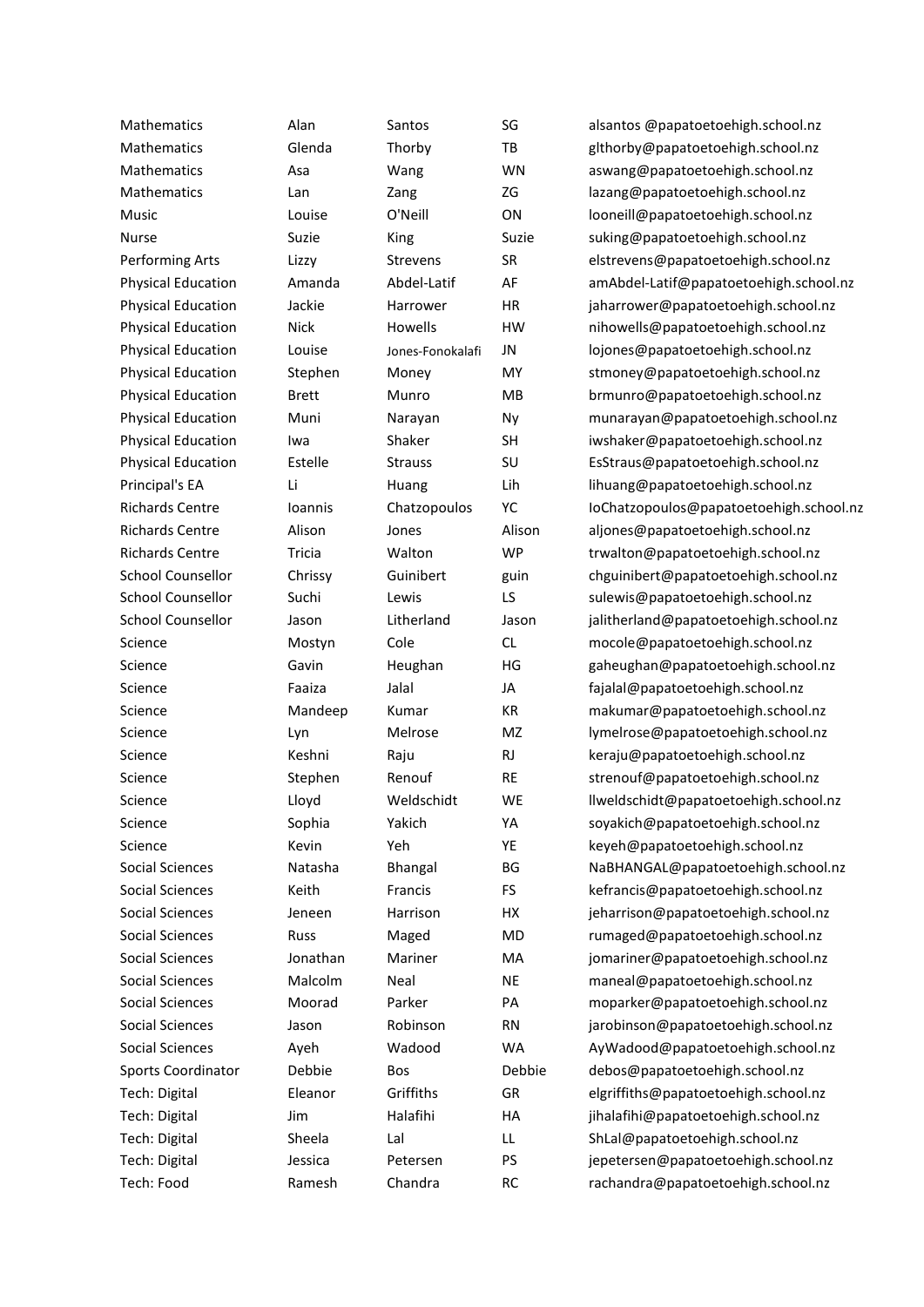| Mathematics | Alan | Santos | SG | alsantos @papatoetoehigh.school.nz |
|---|---|---|---|---|
| Mathematics | Glenda | Thorby | TB | glthorby@papatoetoehigh.school.nz |
| Mathematics | Asa | Wang | WN | aswang@papatoetoehigh.school.nz |
| Mathematics | Lan | Zang | ZG | lazang@papatoetoehigh.school.nz |
| Music | Louise | O'Neill | ON | looneill@papatoetoehigh.school.nz |
| Nurse | Suzie | King | Suzie | suking@papatoetoehigh.school.nz |
| Performing Arts | Lizzy | Strevens | SR | elstrevens@papatoetoehigh.school.nz |
| Physical Education | Amanda | Abdel-Latif | AF | amAbdel-Latif@papatoetoehigh.school.nz |
| Physical Education | Jackie | Harrower | HR | jaharrower@papatoetoehigh.school.nz |
| Physical Education | Nick | Howells | HW | nihowells@papatoetoehigh.school.nz |
| Physical Education | Louise | Jones-Fonokalafi | JN | lojones@papatoetoehigh.school.nz |
| Physical Education | Stephen | Money | MY | stmoney@papatoetoehigh.school.nz |
| Physical Education | Brett | Munro | MB | brmunro@papatoetoehigh.school.nz |
| Physical Education | Muni | Narayan | Ny | munarayan@papatoetoehigh.school.nz |
| Physical Education | Iwa | Shaker | SH | iwshaker@papatoetoehigh.school.nz |
| Physical Education | Estelle | Strauss | SU | EsStraus@papatoetoehigh.school.nz |
| Principal's EA | Li | Huang | Lih | lihuang@papatoetoehigh.school.nz |
| Richards Centre | Ioannis | Chatzopoulos | YC | IoChatzopoulos@papatoetoehigh.school.nz |
| Richards Centre | Alison | Jones | Alison | aljones@papatoetoehigh.school.nz |
| Richards Centre | Tricia | Walton | WP | trwalton@papatoetoehigh.school.nz |
| School Counsellor | Chrissy | Guinibert | guin | chguinibert@papatoetoehigh.school.nz |
| School Counsellor | Suchi | Lewis | LS | sulewis@papatoetoehigh.school.nz |
| School Counsellor | Jason | Litherland | Jason | jalitherland@papatoetoehigh.school.nz |
| Science | Mostyn | Cole | CL | mocole@papatoetoehigh.school.nz |
| Science | Gavin | Heughan | HG | gaheughan@papatoetoehigh.school.nz |
| Science | Faaiza | Jalal | JA | fajalal@papatoetoehigh.school.nz |
| Science | Mandeep | Kumar | KR | makumar@papatoetoehigh.school.nz |
| Science | Lyn | Melrose | MZ | lymelrose@papatoetoehigh.school.nz |
| Science | Keshni | Raju | RJ | keraju@papatoetoehigh.school.nz |
| Science | Stephen | Renouf | RE | strenouf@papatoetoehigh.school.nz |
| Science | Lloyd | Weldschidt | WE | llweldschidt@papatoetoehigh.school.nz |
| Science | Sophia | Yakich | YA | soyakich@papatoetoehigh.school.nz |
| Science | Kevin | Yeh | YE | keyeh@papatoetoehigh.school.nz |
| Social Sciences | Natasha | Bhangal | BG | NaBHANGAL@papatoetoehigh.school.nz |
| Social Sciences | Keith | Francis | FS | kefrancis@papatoetoehigh.school.nz |
| Social Sciences | Jeneen | Harrison | HX | jeharrison@papatoetoehigh.school.nz |
| Social Sciences | Russ | Maged | MD | rumaged@papatoetoehigh.school.nz |
| Social Sciences | Jonathan | Mariner | MA | jomariner@papatoetoehigh.school.nz |
| Social Sciences | Malcolm | Neal | NE | maneal@papatoetoehigh.school.nz |
| Social Sciences | Moorad | Parker | PA | moparker@papatoetoehigh.school.nz |
| Social Sciences | Jason | Robinson | RN | jarobinson@papatoetoehigh.school.nz |
| Social Sciences | Ayeh | Wadood | WA | AyWadood@papatoetoehigh.school.nz |
| Sports Coordinator | Debbie | Bos | Debbie | debos@papatoetoehigh.school.nz |
| Tech: Digital | Eleanor | Griffiths | GR | elgriffiths@papatoetoehigh.school.nz |
| Tech: Digital | Jim | Halafihi | HA | jihalafihi@papatoetoehigh.school.nz |
| Tech: Digital | Sheela | Lal | LL | ShLal@papatoetoehigh.school.nz |
| Tech: Digital | Jessica | Petersen | PS | jepetersen@papatoetoehigh.school.nz |
| Tech: Food | Ramesh | Chandra | RC | rachandra@papatoetoehigh.school.nz |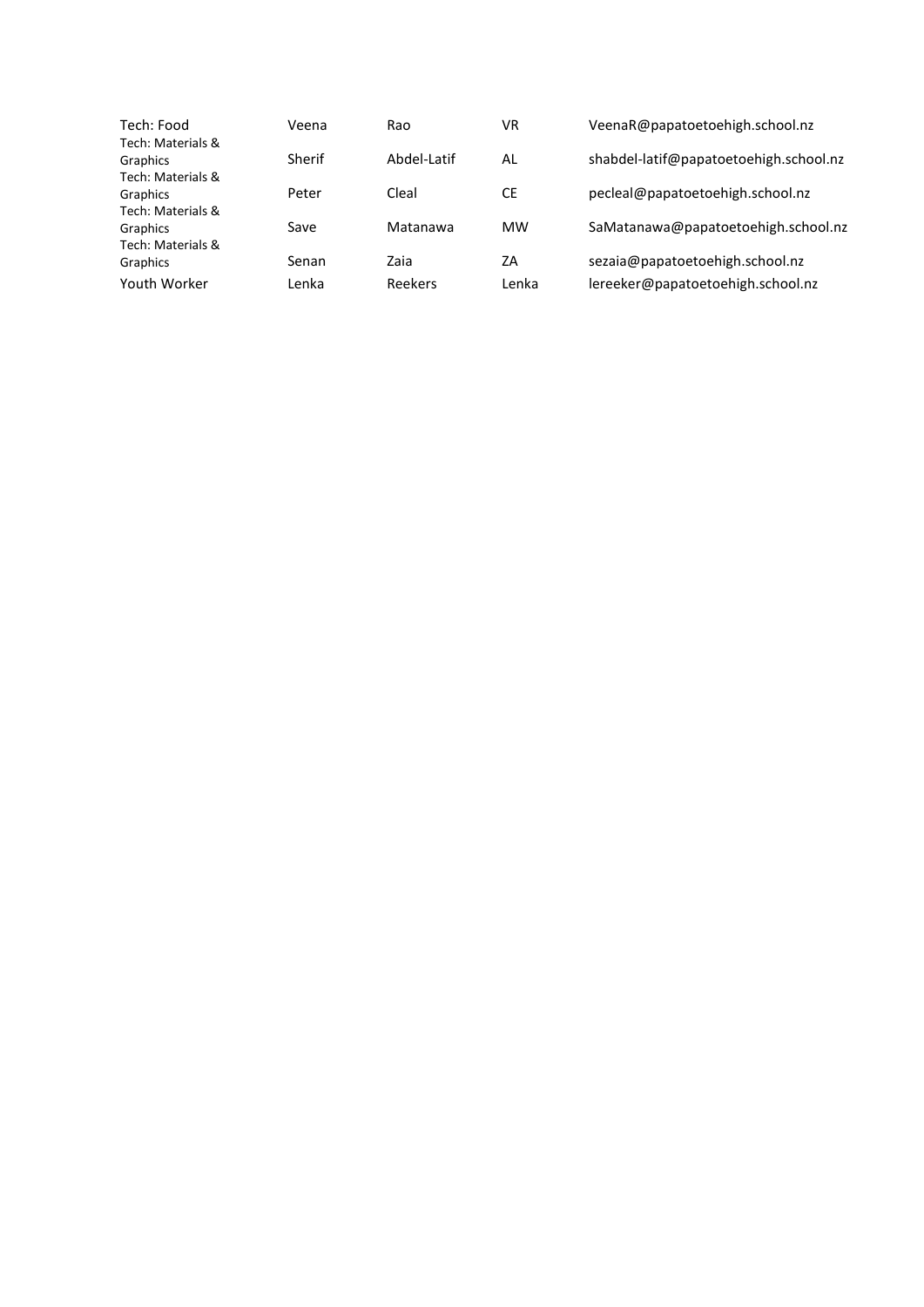| | | | | |
|---|---|---|---|---|
| Tech: Food | Veena | Rao | VR | VeenaR@papatoetoehigh.school.nz |
| Tech: Materials & Graphics | Sherif | Abdel-Latif | AL | shabdel-latif@papatoetoehigh.school.nz |
| Tech: Materials & Graphics | Peter | Cleal | CE | pecleal@papatoetoehigh.school.nz |
| Tech: Materials & Graphics | Save | Matanawa | MW | SaMatanawa@papatoetoehigh.school.nz |
| Tech: Materials & Graphics | Senan | Zaia | ZA | sezaia@papatoetoehigh.school.nz |
| Youth Worker | Lenka | Reekers | Lenka | lereeker@papatoetoehigh.school.nz |